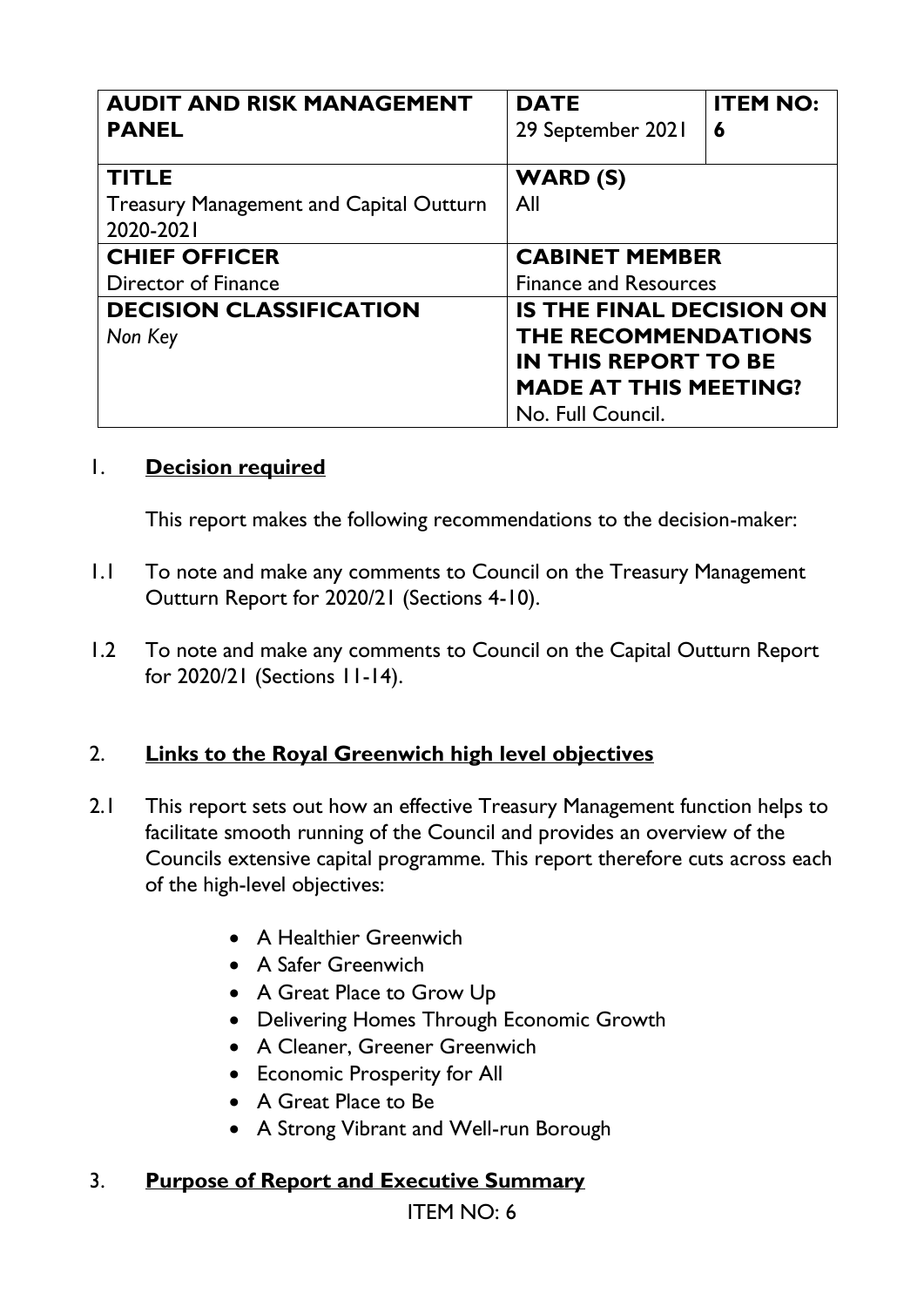| AUDIT AND RISK MANAGEMENT PANEL | DATE<br>29 September 2021 | ITEM NO:<br>6 |
|---|---|---|
| **TITLE**<br>Treasury Management and Capital Outturn 2020-2021 | **WARD (S)**<br>All | |
| **CHIEF OFFICER**<br>Director of Finance | **CABINET MEMBER**<br>Finance and Resources | |
| **DECISION CLASSIFICATION**<br>*Non Key* | **IS THE FINAL DECISION ON THE RECOMMENDATIONS IN THIS REPORT TO BE MADE AT THIS MEETING?**<br>No. Full Council. | |

## 1. Decision required

This report makes the following recommendations to the decision-maker:

1.1 To note and make any comments to Council on the Treasury Management Outturn Report for 2020/21 (Sections 4-10).

1.2 To note and make any comments to Council on the Capital Outturn Report for 2020/21 (Sections 11-14).

## 2. Links to the Royal Greenwich high level objectives

2.1 This report sets out how an effective Treasury Management function helps to facilitate smooth running of the Council and provides an overview of the Councils extensive capital programme. This report therefore cuts across each of the high-level objectives:

- A Healthier Greenwich
- A Safer Greenwich
- A Great Place to Grow Up
- Delivering Homes Through Economic Growth
- A Cleaner, Greener Greenwich
- Economic Prosperity for All
- A Great Place to Be
- A Strong Vibrant and Well-run Borough

## 3. Purpose of Report and Executive Summary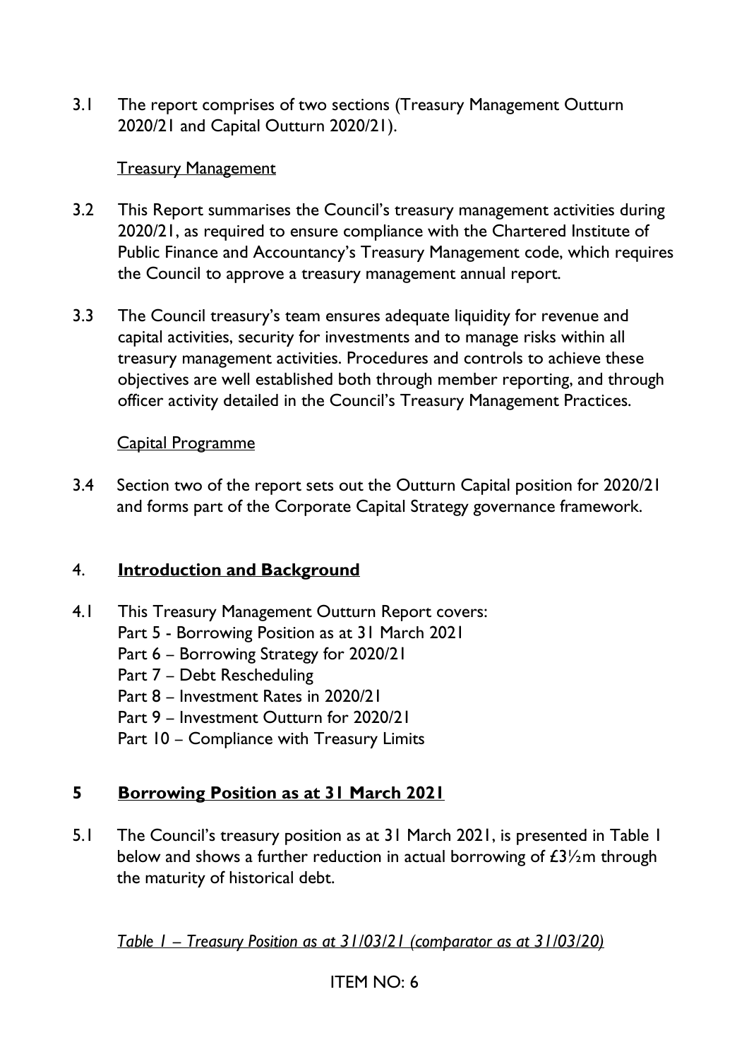3.1 The report comprises of two sections (Treasury Management Outturn 2020/21 and Capital Outturn 2020/21).

Treasury Management

3.2 This Report summarises the Council's treasury management activities during 2020/21, as required to ensure compliance with the Chartered Institute of Public Finance and Accountancy's Treasury Management code, which requires the Council to approve a treasury management annual report.

3.3 The Council treasury's team ensures adequate liquidity for revenue and capital activities, security for investments and to manage risks within all treasury management activities. Procedures and controls to achieve these objectives are well established both through member reporting, and through officer activity detailed in the Council's Treasury Management Practices.

Capital Programme

3.4 Section two of the report sets out the Outturn Capital position for 2020/21 and forms part of the Corporate Capital Strategy governance framework.

## 4. **Introduction and Background**

4.1 This Treasury Management Outturn Report covers:
Part 5 - Borrowing Position as at 31 March 2021
Part 6 – Borrowing Strategy for 2020/21
Part 7 – Debt Rescheduling
Part 8 – Investment Rates in 2020/21
Part 9 – Investment Outturn for 2020/21
Part 10 – Compliance with Treasury Limits

## 5 **Borrowing Position as at 31 March 2021**

5.1 The Council's treasury position as at 31 March 2021, is presented in Table 1 below and shows a further reduction in actual borrowing of £3½m through the maturity of historical debt.

*Table 1 – Treasury Position as at 31/03/21 (comparator as at 31/03/20)*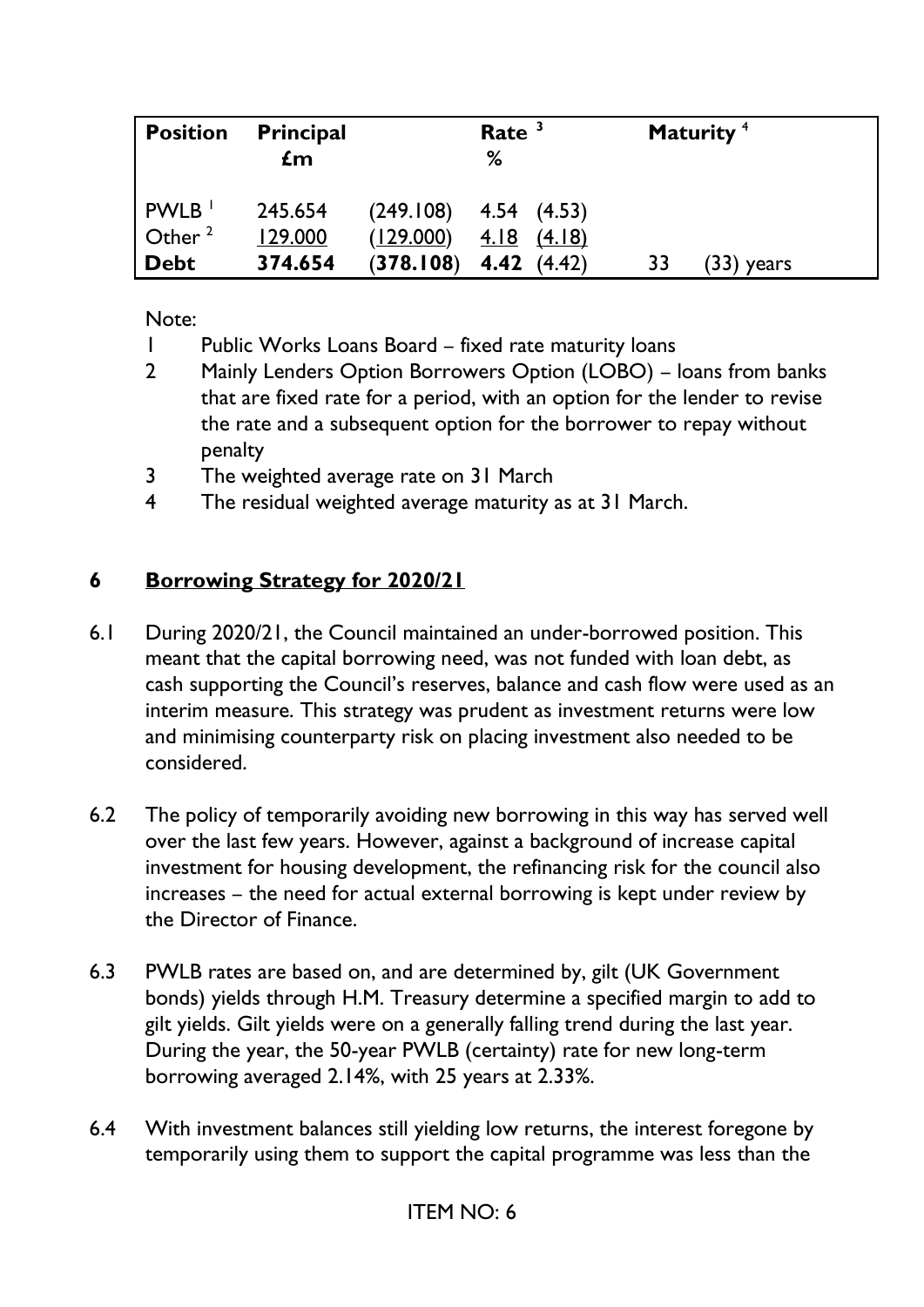| Position | Principal £m | | Rate [3] % | | Maturity [4] | |
|---|---|---|---|---|---|---|
| PWLB [1] | 245.654 | (249.108) | 4.54 | (4.53) | | |
| Other [2] | 129.000 | (129.000) | 4.18 | (4.18) | | |
| **Debt** | **374.654** | (**378.108**) | **4.42** | (4.42) | 33 | (33) years |

Note:

1. Public Works Loans Board – fixed rate maturity loans
2. Mainly Lenders Option Borrowers Option (LOBO) – loans from banks that are fixed rate for a period, with an option for the lender to revise the rate and a subsequent option for the borrower to repay without penalty
3. The weighted average rate on 31 March
4. The residual weighted average maturity as at 31 March.

## 6 Borrowing Strategy for 2020/21

6.1 During 2020/21, the Council maintained an under-borrowed position. This meant that the capital borrowing need, was not funded with loan debt, as cash supporting the Council's reserves, balance and cash flow were used as an interim measure. This strategy was prudent as investment returns were low and minimising counterparty risk on placing investment also needed to be considered.

6.2 The policy of temporarily avoiding new borrowing in this way has served well over the last few years. However, against a background of increase capital investment for housing development, the refinancing risk for the council also increases – the need for actual external borrowing is kept under review by the Director of Finance.

6.3 PWLB rates are based on, and are determined by, gilt (UK Government bonds) yields through H.M. Treasury determine a specified margin to add to gilt yields. Gilt yields were on a generally falling trend during the last year. During the year, the 50-year PWLB (certainty) rate for new long-term borrowing averaged 2.14%, with 25 years at 2.33%.

6.4 With investment balances still yielding low returns, the interest foregone by temporarily using them to support the capital programme was less than the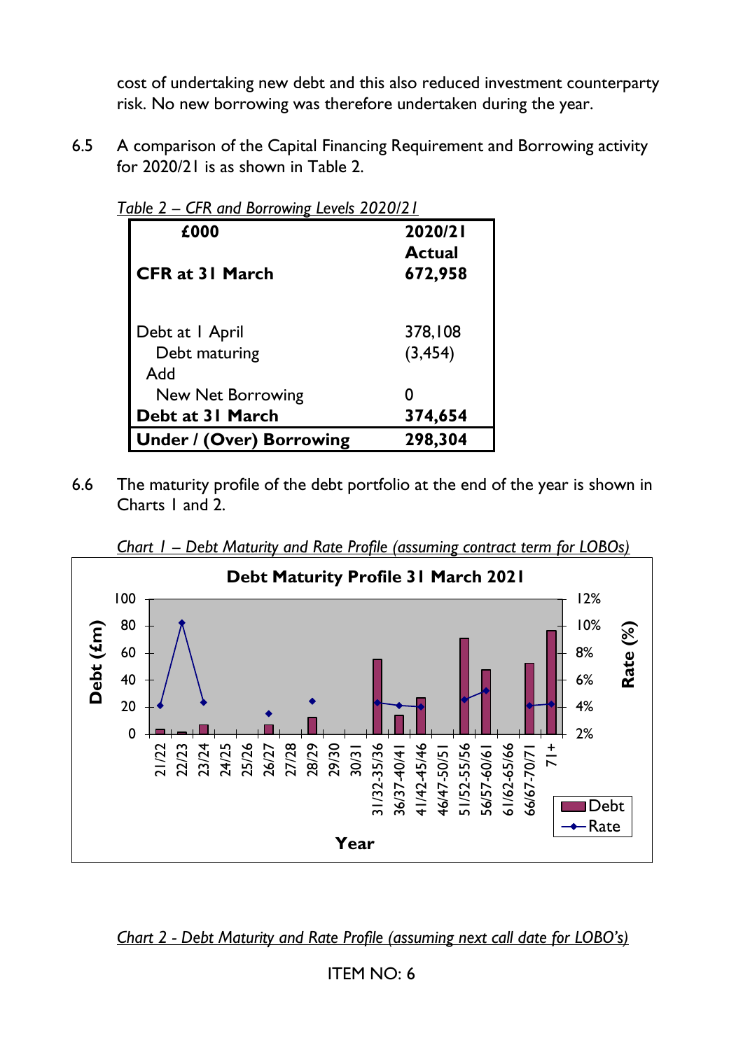cost of undertaking new debt and this also reduced investment counterparty risk. No new borrowing was therefore undertaken during the year.

6.5 A comparison of the Capital Financing Requirement and Borrowing activity for 2020/21 is as shown in Table 2.

*Table 2 – CFR and Borrowing Levels 2020/21*

| **£000** | **2020/21 Actual** |
|---|---|
| **CFR at 31 March** | **672,958** |
| | |
| Debt at 1 April | 378,108 |
| Debt maturing | (3,454) |
| Add | |
| New Net Borrowing | 0 |
| **Debt at 31 March** | **374,654** |
| **Under / (Over) Borrowing** | **298,304** |

6.6 The maturity profile of the debt portfolio at the end of the year is shown in Charts 1 and 2.

*Chart 1 – Debt Maturity and Rate Profile (assuming contract term for LOBOs)*

**Debt Maturity Profile 31 March 2021**

*Chart 2 - Debt Maturity and Rate Profile (assuming next call date for LOBO's)*

ITEM NO: 6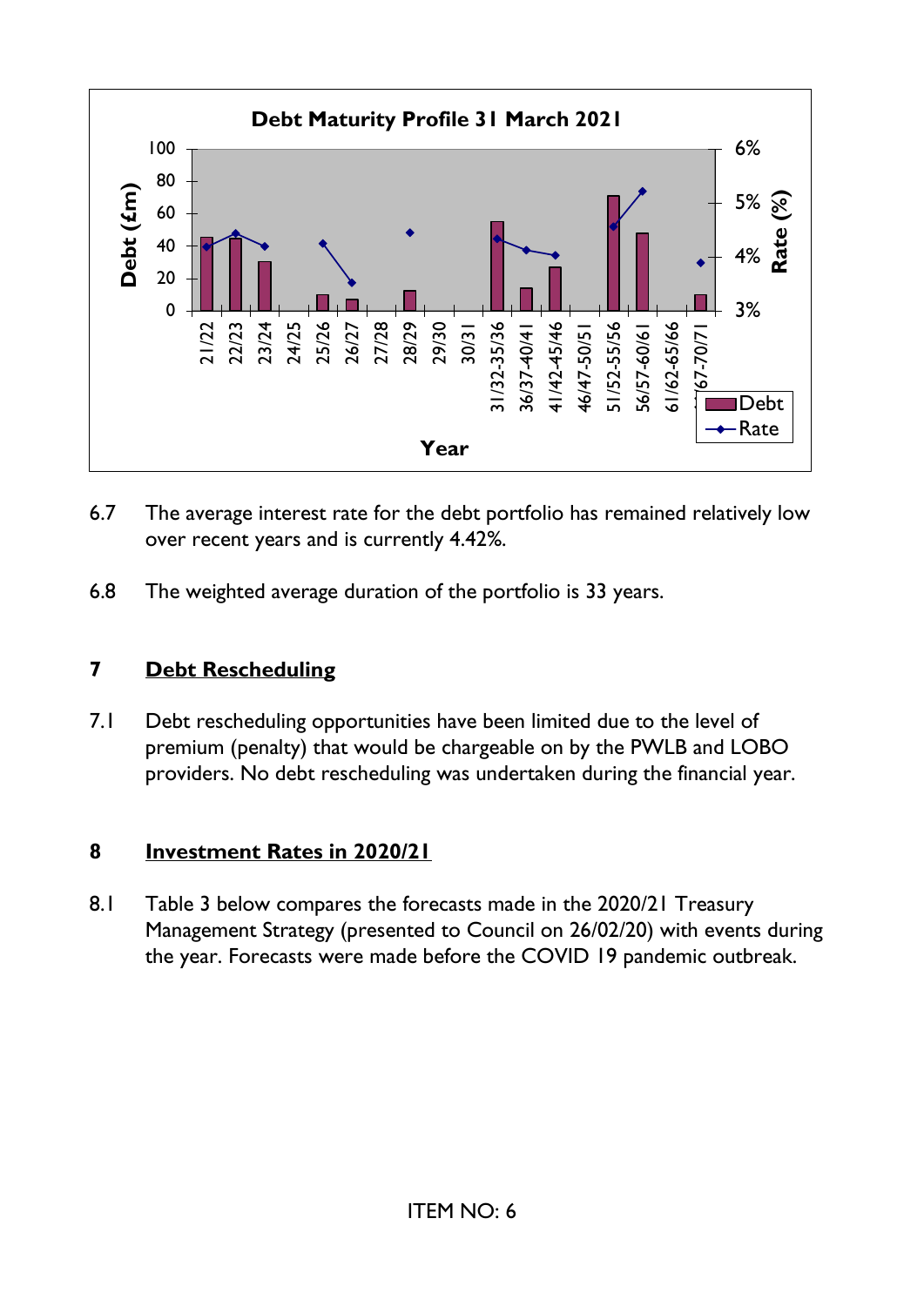6.7 The average interest rate for the debt portfolio has remained relatively low over recent years and is currently 4.42%.

6.8 The weighted average duration of the portfolio is 33 years.

## 7 Debt Rescheduling

7.1 Debt rescheduling opportunities have been limited due to the level of premium (penalty) that would be chargeable on by the PWLB and LOBO providers. No debt rescheduling was undertaken during the financial year.

## 8 Investment Rates in 2020/21

8.1 Table 3 below compares the forecasts made in the 2020/21 Treasury Management Strategy (presented to Council on 26/02/20) with events during the year. Forecasts were made before the COVID 19 pandemic outbreak.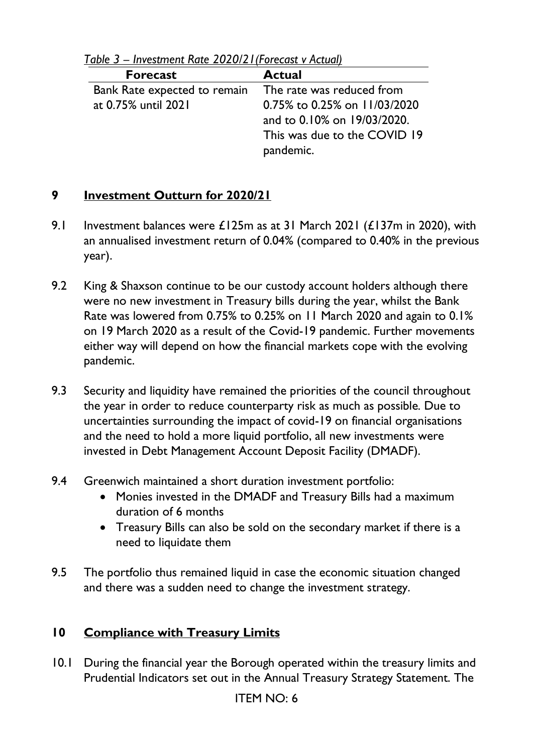*Table 3 – Investment Rate 2020/21(Forecast v Actual)*

| Forecast | Actual |
| --- | --- |
| Bank Rate expected to remain at 0.75% until 2021 | The rate was reduced from 0.75% to 0.25% on 11/03/2020 and to 0.10% on 19/03/2020. This was due to the COVID 19 pandemic. |

## 9 Investment Outturn for 2020/21

9.1 Investment balances were £125m as at 31 March 2021 (£137m in 2020), with an annualised investment return of 0.04% (compared to 0.40% in the previous year).

9.2 King & Shaxson continue to be our custody account holders although there were no new investment in Treasury bills during the year, whilst the Bank Rate was lowered from 0.75% to 0.25% on 11 March 2020 and again to 0.1% on 19 March 2020 as a result of the Covid-19 pandemic. Further movements either way will depend on how the financial markets cope with the evolving pandemic.

9.3 Security and liquidity have remained the priorities of the council throughout the year in order to reduce counterparty risk as much as possible. Due to uncertainties surrounding the impact of covid-19 on financial organisations and the need to hold a more liquid portfolio, all new investments were invested in Debt Management Account Deposit Facility (DMADF).

9.4 Greenwich maintained a short duration investment portfolio:

- Monies invested in the DMADF and Treasury Bills had a maximum duration of 6 months
- Treasury Bills can also be sold on the secondary market if there is a need to liquidate them

9.5 The portfolio thus remained liquid in case the economic situation changed and there was a sudden need to change the investment strategy.

## 10 Compliance with Treasury Limits

10.1 During the financial year the Borough operated within the treasury limits and Prudential Indicators set out in the Annual Treasury Strategy Statement. The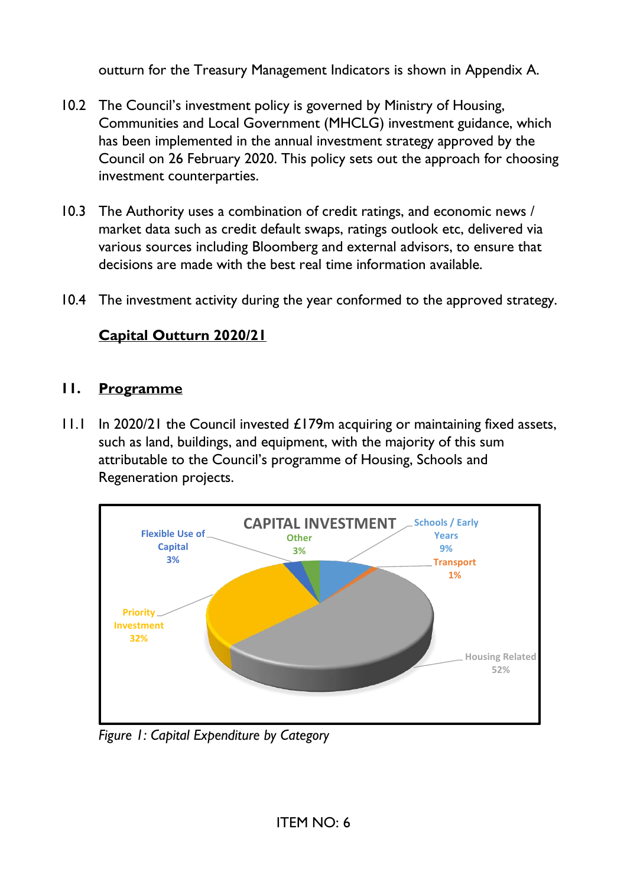outturn for the Treasury Management Indicators is shown in Appendix A.

10.2 The Council's investment policy is governed by Ministry of Housing, Communities and Local Government (MHCLG) investment guidance, which has been implemented in the annual investment strategy approved by the Council on 26 February 2020. This policy sets out the approach for choosing investment counterparties.

10.3 The Authority uses a combination of credit ratings, and economic news / market data such as credit default swaps, ratings outlook etc, delivered via various sources including Bloomberg and external advisors, to ensure that decisions are made with the best real time information available.

10.4 The investment activity during the year conformed to the approved strategy.

## Capital Outturn 2020/21

## 11. Programme

11.1 In 2020/21 the Council invested £179m acquiring or maintaining fixed assets, such as land, buildings, and equipment, with the majority of this sum attributable to the Council's programme of Housing, Schools and Regeneration projects.

**CAPITAL INVESTMENT**

| Category | Share |
|---|---|
| Housing Related | 52% |
| Priority Investment | 32% |
| Schools / Early Years | 9% |
| Flexible Use of Capital | 3% |
| Other | 3% |
| Transport | 1% |

*Figure 1: Capital Expenditure by Category*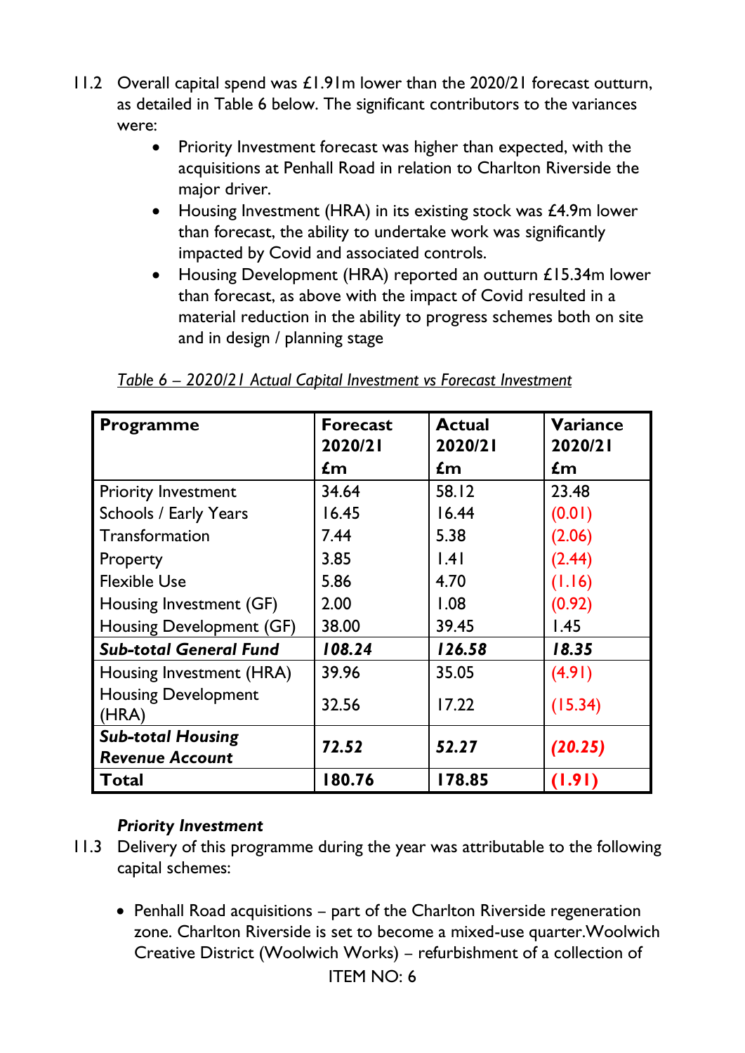11.2 Overall capital spend was £1.91m lower than the 2020/21 forecast outturn, as detailed in Table 6 below. The significant contributors to the variances were:

- Priority Investment forecast was higher than expected, with the acquisitions at Penhall Road in relation to Charlton Riverside the major driver.
- Housing Investment (HRA) in its existing stock was £4.9m lower than forecast, the ability to undertake work was significantly impacted by Covid and associated controls.
- Housing Development (HRA) reported an outturn £15.34m lower than forecast, as above with the impact of Covid resulted in a material reduction in the ability to progress schemes both on site and in design / planning stage

*Table 6 – 2020/21 Actual Capital Investment vs Forecast Investment*

| Programme | Forecast 2020/21 £m | Actual 2020/21 £m | Variance 2020/21 £m |
|---|---|---|---|
| Priority Investment | 34.64 | 58.12 | 23.48 |
| Schools / Early Years | 16.45 | 16.44 | (0.01) |
| Transformation | 7.44 | 5.38 | (2.06) |
| Property | 3.85 | 1.41 | (2.44) |
| Flexible Use | 5.86 | 4.70 | (1.16) |
| Housing Investment (GF) | 2.00 | 1.08 | (0.92) |
| Housing Development (GF) | 38.00 | 39.45 | 1.45 |
| ***Sub-total General Fund*** | ***108.24*** | ***126.58*** | ***18.35*** |
| Housing Investment (HRA) | 39.96 | 35.05 | (4.91) |
| Housing Development (HRA) | 32.56 | 17.22 | (15.34) |
| ***Sub-total Housing Revenue Account*** | ***72.52*** | ***52.27*** | ***(20.25)*** |
| **Total** | **180.76** | **178.85** | **(1.91)** |

***Priority Investment***

11.3 Delivery of this programme during the year was attributable to the following capital schemes:

- Penhall Road acquisitions – part of the Charlton Riverside regeneration zone. Charlton Riverside is set to become a mixed-use quarter.Woolwich Creative District (Woolwich Works) – refurbishment of a collection of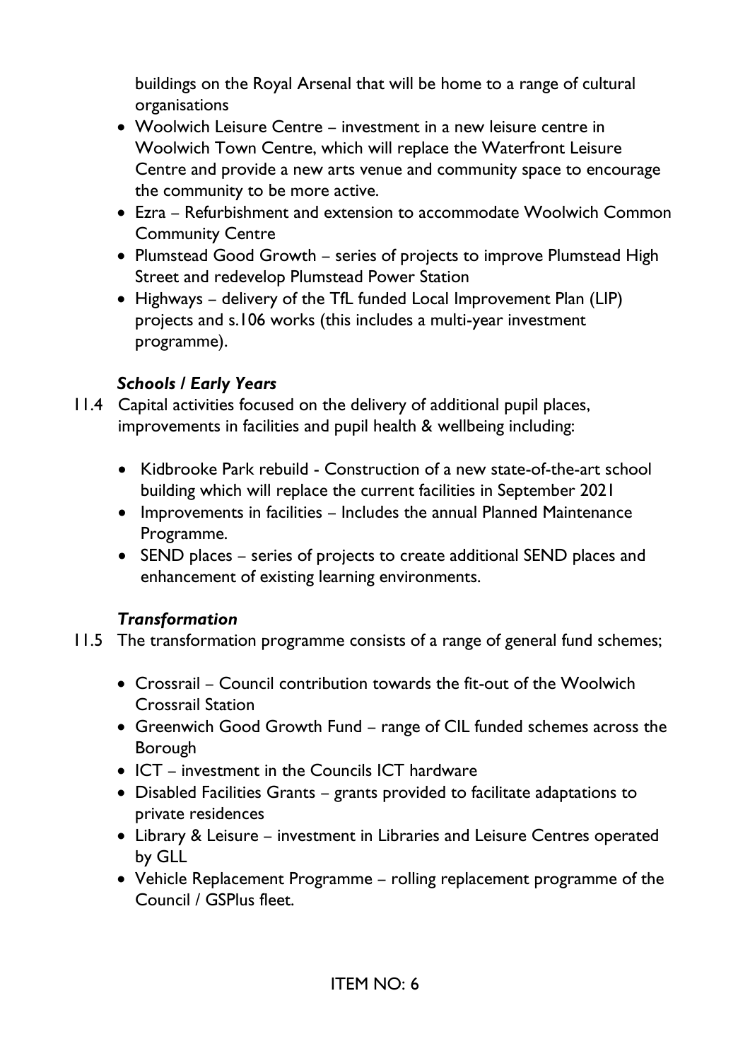buildings on the Royal Arsenal that will be home to a range of cultural organisations

- Woolwich Leisure Centre – investment in a new leisure centre in Woolwich Town Centre, which will replace the Waterfront Leisure Centre and provide a new arts venue and community space to encourage the community to be more active.
- Ezra – Refurbishment and extension to accommodate Woolwich Common Community Centre
- Plumstead Good Growth – series of projects to improve Plumstead High Street and redevelop Plumstead Power Station
- Highways – delivery of the TfL funded Local Improvement Plan (LIP) projects and s.106 works (this includes a multi-year investment programme).

***Schools / Early Years***

11.4 Capital activities focused on the delivery of additional pupil places, improvements in facilities and pupil health & wellbeing including:

- Kidbrooke Park rebuild - Construction of a new state-of-the-art school building which will replace the current facilities in September 2021
- Improvements in facilities – Includes the annual Planned Maintenance Programme.
- SEND places – series of projects to create additional SEND places and enhancement of existing learning environments.

***Transformation***

11.5 The transformation programme consists of a range of general fund schemes;

- Crossrail – Council contribution towards the fit-out of the Woolwich Crossrail Station
- Greenwich Good Growth Fund – range of CIL funded schemes across the Borough
- ICT – investment in the Councils ICT hardware
- Disabled Facilities Grants – grants provided to facilitate adaptations to private residences
- Library & Leisure – investment in Libraries and Leisure Centres operated by GLL
- Vehicle Replacement Programme – rolling replacement programme of the Council / GSPlus fleet.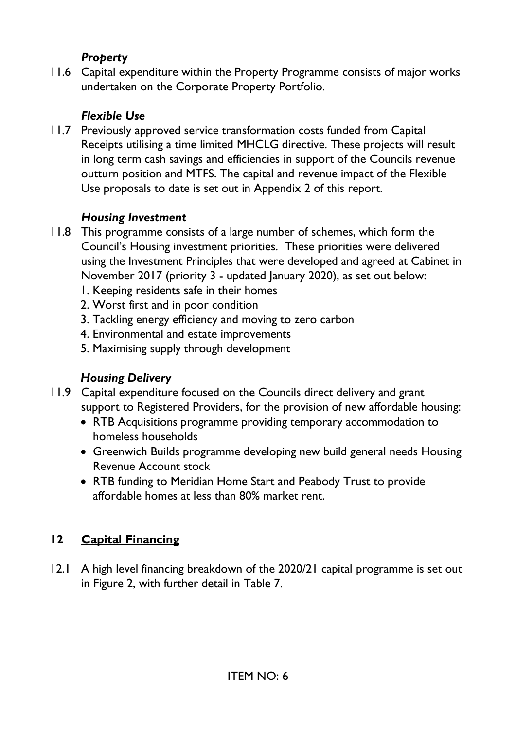### *Property*

11.6 Capital expenditure within the Property Programme consists of major works undertaken on the Corporate Property Portfolio.

### *Flexible Use*

11.7 Previously approved service transformation costs funded from Capital Receipts utilising a time limited MHCLG directive. These projects will result in long term cash savings and efficiencies in support of the Councils revenue outturn position and MTFS. The capital and revenue impact of the Flexible Use proposals to date is set out in Appendix 2 of this report.

### *Housing Investment*

11.8 This programme consists of a large number of schemes, which form the Council's Housing investment priorities. These priorities were delivered using the Investment Principles that were developed and agreed at Cabinet in November 2017 (priority 3 - updated January 2020), as set out below:

1. Keeping residents safe in their homes
2. Worst first and in poor condition
3. Tackling energy efficiency and moving to zero carbon
4. Environmental and estate improvements
5. Maximising supply through development

### *Housing Delivery*

11.9 Capital expenditure focused on the Councils direct delivery and grant support to Registered Providers, for the provision of new affordable housing:

- RTB Acquisitions programme providing temporary accommodation to homeless households
- Greenwich Builds programme developing new build general needs Housing Revenue Account stock
- RTB funding to Meridian Home Start and Peabody Trust to provide affordable homes at less than 80% market rent.

## 12 <u>Capital Financing</u>

12.1 A high level financing breakdown of the 2020/21 capital programme is set out in Figure 2, with further detail in Table 7.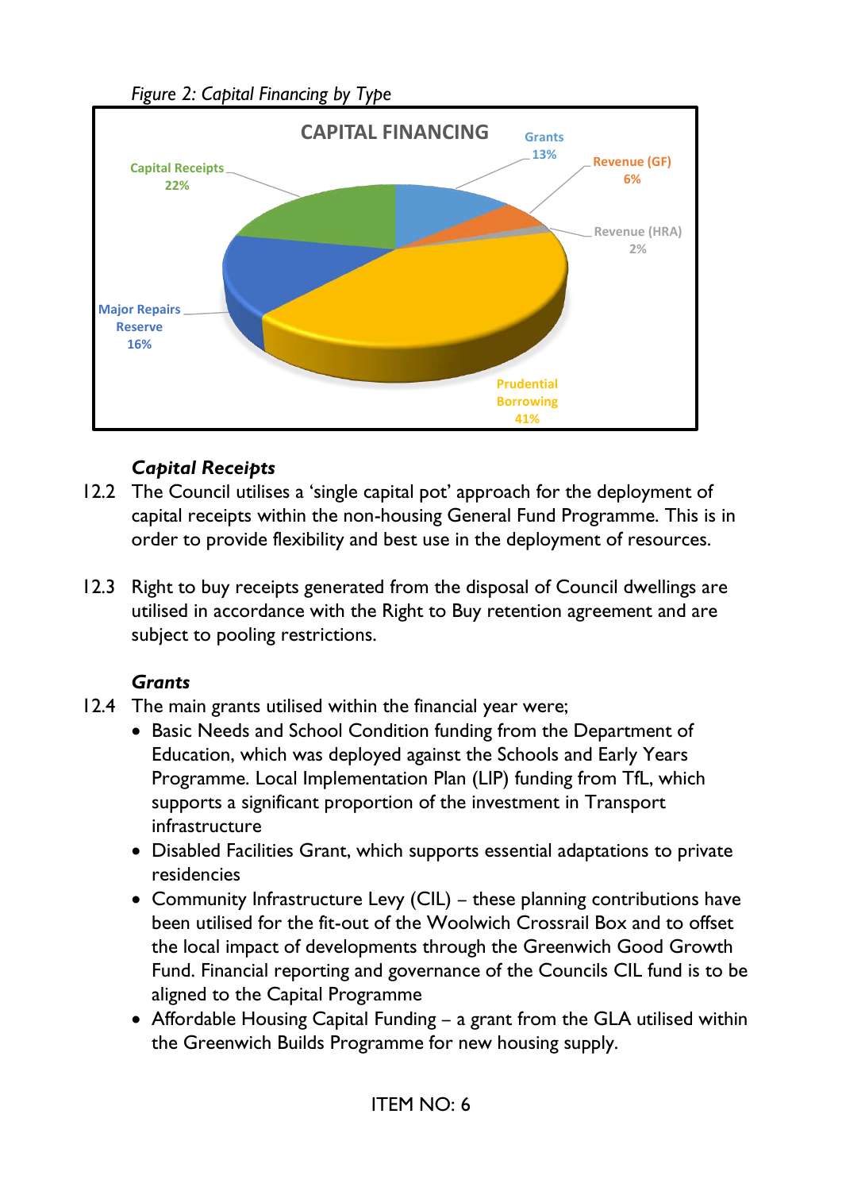*Figure 2: Capital Financing by Type*

CAPITAL FINANCING

| Type | % |
| --- | --- |
| Grants | 13% |
| Revenue (GF) | 6% |
| Revenue (HRA) | 2% |
| Prudential Borrowing | 41% |
| Major Repairs Reserve | 16% |
| Capital Receipts | 22% |

***Capital Receipts***

12.2 The Council utilises a 'single capital pot' approach for the deployment of capital receipts within the non-housing General Fund Programme. This is in order to provide flexibility and best use in the deployment of resources.

12.3 Right to buy receipts generated from the disposal of Council dwellings are utilised in accordance with the Right to Buy retention agreement and are subject to pooling restrictions.

***Grants***

12.4 The main grants utilised within the financial year were;

- Basic Needs and School Condition funding from the Department of Education, which was deployed against the Schools and Early Years Programme. Local Implementation Plan (LIP) funding from TfL, which supports a significant proportion of the investment in Transport infrastructure
- Disabled Facilities Grant, which supports essential adaptations to private residencies
- Community Infrastructure Levy (CIL) – these planning contributions have been utilised for the fit-out of the Woolwich Crossrail Box and to offset the local impact of developments through the Greenwich Good Growth Fund. Financial reporting and governance of the Councils CIL fund is to be aligned to the Capital Programme
- Affordable Housing Capital Funding – a grant from the GLA utilised within the Greenwich Builds Programme for new housing supply.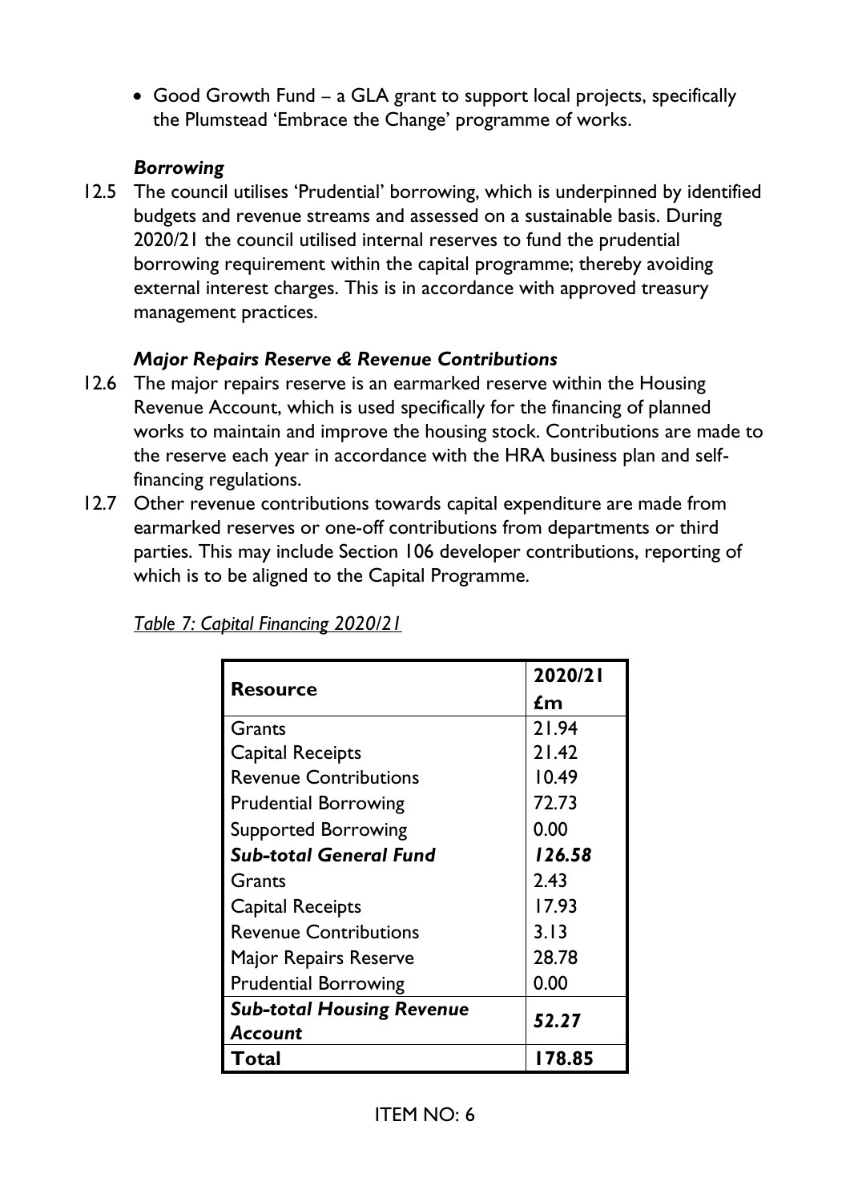- Good Growth Fund – a GLA grant to support local projects, specifically the Plumstead 'Embrace the Change' programme of works.

***Borrowing***

12.5 The council utilises 'Prudential' borrowing, which is underpinned by identified budgets and revenue streams and assessed on a sustainable basis. During 2020/21 the council utilised internal reserves to fund the prudential borrowing requirement within the capital programme; thereby avoiding external interest charges. This is in accordance with approved treasury management practices.

***Major Repairs Reserve & Revenue Contributions***

12.6 The major repairs reserve is an earmarked reserve within the Housing Revenue Account, which is used specifically for the financing of planned works to maintain and improve the housing stock. Contributions are made to the reserve each year in accordance with the HRA business plan and self-financing regulations.

12.7 Other revenue contributions towards capital expenditure are made from earmarked reserves or one-off contributions from departments or third parties. This may include Section 106 developer contributions, reporting of which is to be aligned to the Capital Programme.

*Table 7: Capital Financing 2020/21*

| **Resource** | **2020/21 £m** |
|---|---|
| Grants | 21.94 |
| Capital Receipts | 21.42 |
| Revenue Contributions | 10.49 |
| Prudential Borrowing | 72.73 |
| Supported Borrowing | 0.00 |
| ***Sub-total General Fund*** | ***126.58*** |
| Grants | 2.43 |
| Capital Receipts | 17.93 |
| Revenue Contributions | 3.13 |
| Major Repairs Reserve | 28.78 |
| Prudential Borrowing | 0.00 |
| ***Sub-total Housing Revenue Account*** | ***52.27*** |
| **Total** | **178.85** |

ITEM NO: 6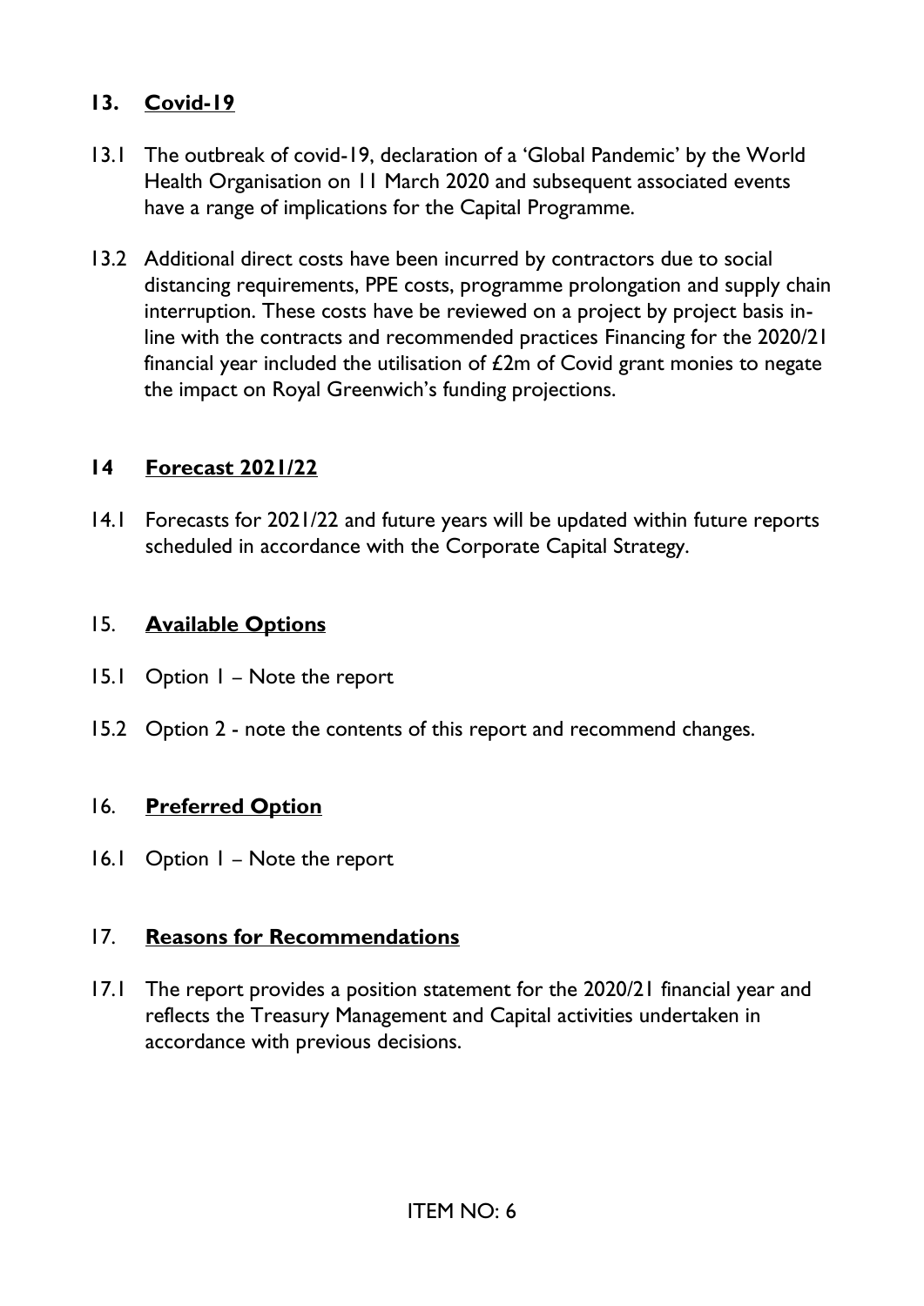## 13. Covid-19

13.1 The outbreak of covid-19, declaration of a 'Global Pandemic' by the World Health Organisation on 11 March 2020 and subsequent associated events have a range of implications for the Capital Programme.

13.2 Additional direct costs have been incurred by contractors due to social distancing requirements, PPE costs, programme prolongation and supply chain interruption. These costs have be reviewed on a project by project basis in-line with the contracts and recommended practices Financing for the 2020/21 financial year included the utilisation of £2m of Covid grant monies to negate the impact on Royal Greenwich's funding projections.

## 14 Forecast 2021/22

14.1 Forecasts for 2021/22 and future years will be updated within future reports scheduled in accordance with the Corporate Capital Strategy.

## 15. Available Options

15.1 Option 1 – Note the report

15.2 Option 2 - note the contents of this report and recommend changes.

## 16. Preferred Option

16.1 Option 1 – Note the report

## 17. Reasons for Recommendations

17.1 The report provides a position statement for the 2020/21 financial year and reflects the Treasury Management and Capital activities undertaken in accordance with previous decisions.

ITEM NO: 6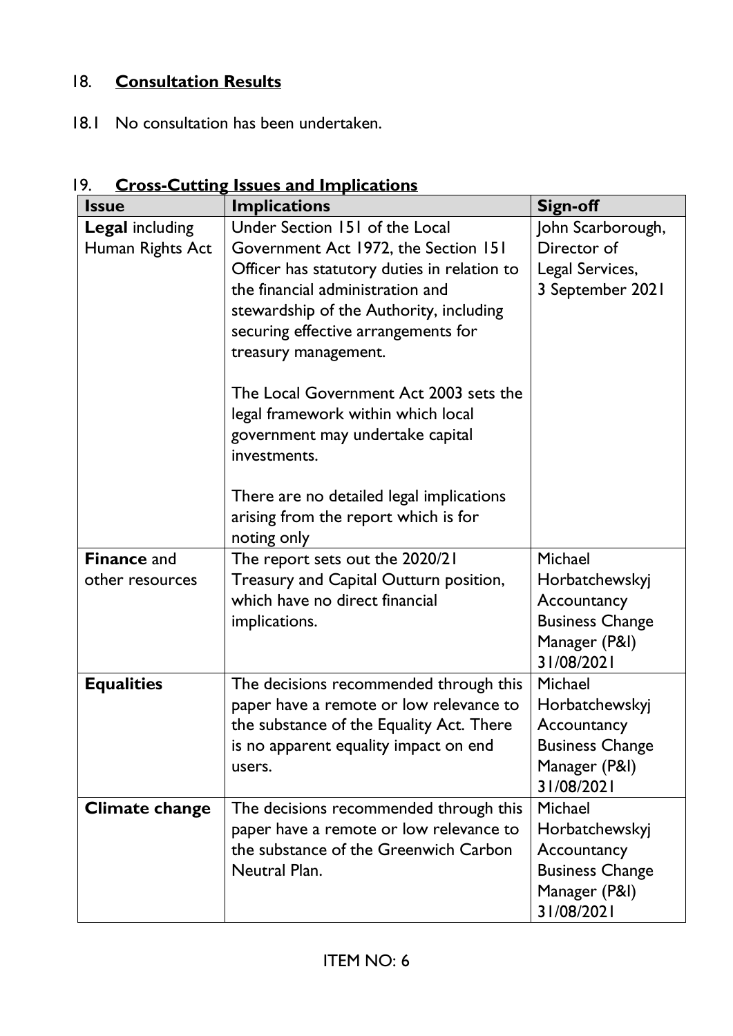## 18. **Consultation Results**

18.1 No consultation has been undertaken.

## 19. **Cross-Cutting Issues and Implications**

| Issue | Implications | Sign-off |
|---|---|---|
| **Legal** including Human Rights Act | Under Section 151 of the Local Government Act 1972, the Section 151 Officer has statutory duties in relation to the financial administration and stewardship of the Authority, including securing effective arrangements for treasury management.<br><br>The Local Government Act 2003 sets the legal framework within which local government may undertake capital investments.<br><br>There are no detailed legal implications arising from the report which is for noting only | John Scarborough, Director of Legal Services, 3 September 2021 |
| **Finance** and other resources | The report sets out the 2020/21 Treasury and Capital Outturn position, which have no direct financial implications. | Michael Horbatchewskyj Accountancy Business Change Manager (P&I) 31/08/2021 |
| **Equalities** | The decisions recommended through this paper have a remote or low relevance to the substance of the Equality Act. There is no apparent equality impact on end users. | Michael Horbatchewskyj Accountancy Business Change Manager (P&I) 31/08/2021 |
| **Climate change** | The decisions recommended through this paper have a remote or low relevance to the substance of the Greenwich Carbon Neutral Plan. | Michael Horbatchewskyj Accountancy Business Change Manager (P&I) 31/08/2021 |

ITEM NO: 6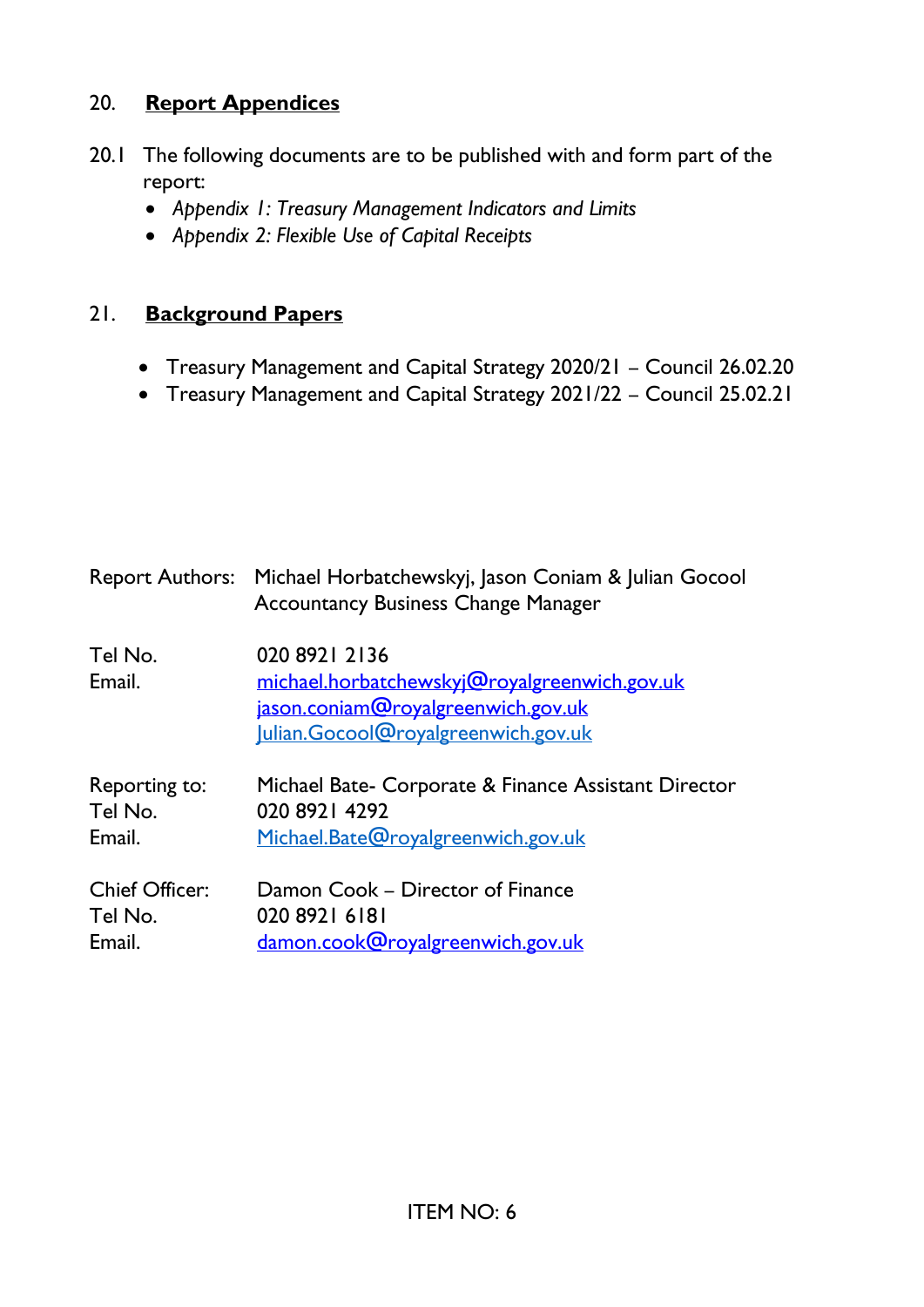## 20. **Report Appendices**

20.1 The following documents are to be published with and form part of the report:

- *Appendix 1: Treasury Management Indicators and Limits*
- *Appendix 2: Flexible Use of Capital Receipts*

## 21. **Background Papers**

- Treasury Management and Capital Strategy 2020/21 – Council 26.02.20
- Treasury Management and Capital Strategy 2021/22 – Council 25.02.21

| | |
|---|---|
| Report Authors: | Michael Horbatchewskyj, Jason Coniam & Julian Gocool<br>Accountancy Business Change Manager |
| Tel No. | 020 8921 2136 |
| Email. | michael.horbatchewskyj@royalgreenwich.gov.uk<br>jason.coniam@royalgreenwich.gov.uk<br>Julian.Gocool@royalgreenwich.gov.uk |
| Reporting to: | Michael Bate- Corporate & Finance Assistant Director |
| Tel No. | 020 8921 4292 |
| Email. | Michael.Bate@royalgreenwich.gov.uk |
| Chief Officer: | Damon Cook – Director of Finance |
| Tel No. | 020 8921 6181 |
| Email. | damon.cook@royalgreenwich.gov.uk |

ITEM NO: 6